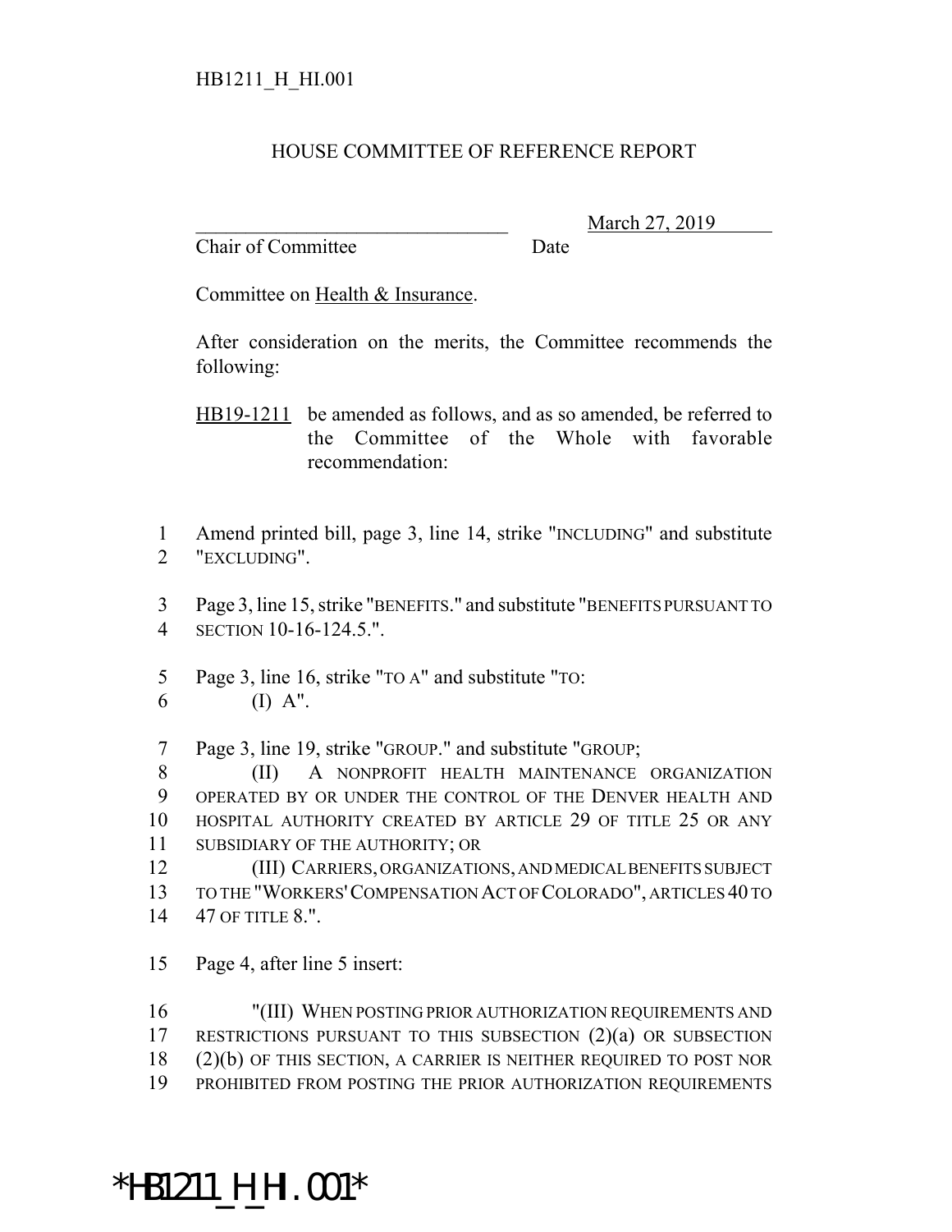HB1211_H_HI.001

HOUSE COMMITTEE OF REFERENCE REPORT

_______________________________ March 27, 2019

Chair of Committee Date

Committee on Health & Insurance.

After consideration on the merits, the Committee recommends the following:

HB19-1211 be amended as follows, and as so amended, be referred to the Committee of the Whole with favorable recommendation:

1 Amend printed bill, page 3, line 14, strike "INCLUDING" and substitute
2 "EXCLUDING".

3 Page 3, line 15, strike "BENEFITS." and substitute "BENEFITS PURSUANT TO
4 SECTION 10-16-124.5.".

5 Page 3, line 16, strike "TO A" and substitute "TO:
6 (I) A".

7 Page 3, line 19, strike "GROUP." and substitute "GROUP;
8 (II) A NONPROFIT HEALTH MAINTENANCE ORGANIZATION
9 OPERATED BY OR UNDER THE CONTROL OF THE DENVER HEALTH AND
10 HOSPITAL AUTHORITY CREATED BY ARTICLE 29 OF TITLE 25 OR ANY
11 SUBSIDIARY OF THE AUTHORITY; OR
12 (III) CARRIERS, ORGANIZATIONS, AND MEDICAL BENEFITS SUBJECT
13 TO THE "WORKERS' COMPENSATION ACT OF COLORADO", ARTICLES 40 TO
14 47 OF TITLE 8.".

15 Page 4, after line 5 insert:

16 "(III) WHEN POSTING PRIOR AUTHORIZATION REQUIREMENTS AND
17 RESTRICTIONS PURSUANT TO THIS SUBSECTION (2)(a) OR SUBSECTION
18 (2)(b) OF THIS SECTION, A CARRIER IS NEITHER REQUIRED TO POST NOR
19 PROHIBITED FROM POSTING THE PRIOR AUTHORIZATION REQUIREMENTS

*HB1211_H_HI.001*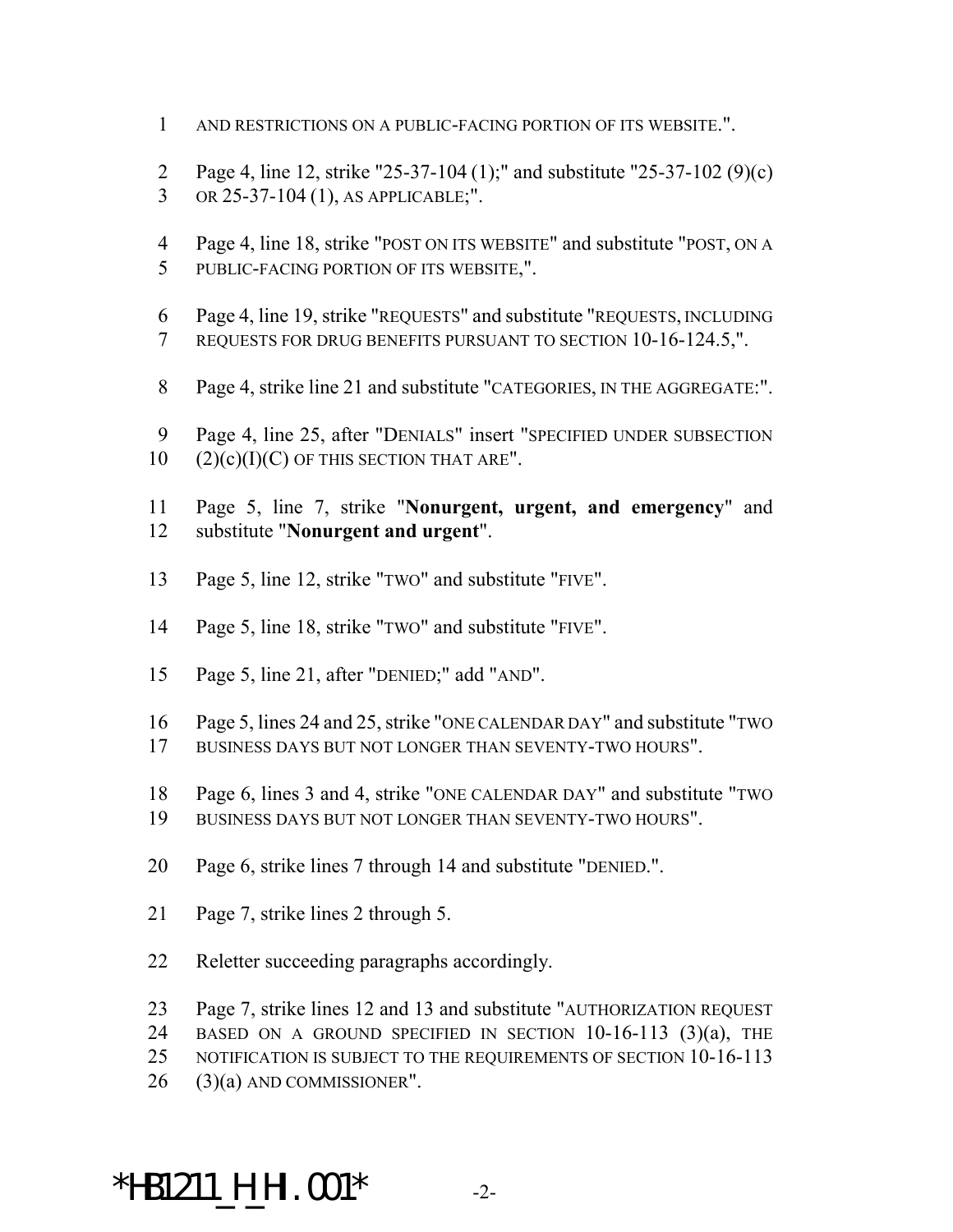AND RESTRICTIONS ON A PUBLIC-FACING PORTION OF ITS WEBSITE.".

Page 4, line 12, strike "25-37-104 (1);" and substitute "25-37-102 (9)(c) OR 25-37-104 (1), AS APPLICABLE;".

Page 4, line 18, strike "POST ON ITS WEBSITE" and substitute "POST, ON A PUBLIC-FACING PORTION OF ITS WEBSITE,".

Page 4, line 19, strike "REQUESTS" and substitute "REQUESTS, INCLUDING REQUESTS FOR DRUG BENEFITS PURSUANT TO SECTION 10-16-124.5,".

Page 4, strike line 21 and substitute "CATEGORIES, IN THE AGGREGATE:".

Page 4, line 25, after "DENIALS" insert "SPECIFIED UNDER SUBSECTION (2)(c)(I)(C) OF THIS SECTION THAT ARE".

Page 5, line 7, strike "**Nonurgent, urgent, and emergency**" and substitute "**Nonurgent and urgent**".

Page 5, line 12, strike "TWO" and substitute "FIVE".

Page 5, line 18, strike "TWO" and substitute "FIVE".

Page 5, line 21, after "DENIED;" add "AND".

Page 5, lines 24 and 25, strike "ONE CALENDAR DAY" and substitute "TWO BUSINESS DAYS BUT NOT LONGER THAN SEVENTY-TWO HOURS".

Page 6, lines 3 and 4, strike "ONE CALENDAR DAY" and substitute "TWO BUSINESS DAYS BUT NOT LONGER THAN SEVENTY-TWO HOURS".

Page 6, strike lines 7 through 14 and substitute "DENIED.".

Page 7, strike lines 2 through 5.

Reletter succeeding paragraphs accordingly.

Page 7, strike lines 12 and 13 and substitute "AUTHORIZATION REQUEST BASED ON A GROUND SPECIFIED IN SECTION 10-16-113 (3)(a), THE NOTIFICATION IS SUBJECT TO THE REQUIREMENTS OF SECTION 10-16-113 (3)(a) AND COMMISSIONER".

*HB1211_H_HI.001*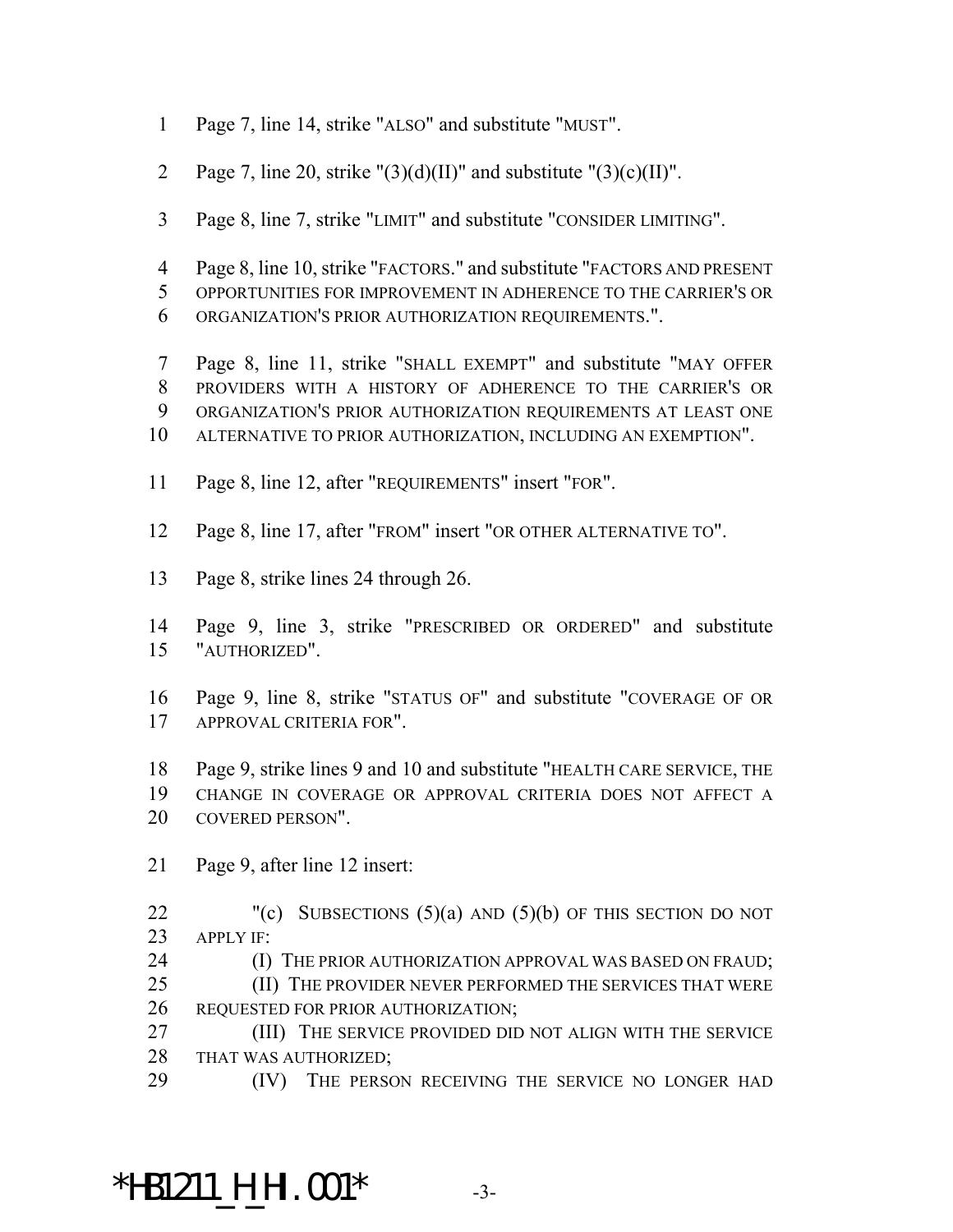Page 7, line 14, strike "ALSO" and substitute "MUST".

Page 7, line 20, strike "(3)(d)(II)" and substitute "(3)(c)(II)".

Page 8, line 7, strike "LIMIT" and substitute "CONSIDER LIMITING".

Page 8, line 10, strike "FACTORS." and substitute "FACTORS AND PRESENT OPPORTUNITIES FOR IMPROVEMENT IN ADHERENCE TO THE CARRIER'S OR ORGANIZATION'S PRIOR AUTHORIZATION REQUIREMENTS.".

Page 8, line 11, strike "SHALL EXEMPT" and substitute "MAY OFFER PROVIDERS WITH A HISTORY OF ADHERENCE TO THE CARRIER'S OR ORGANIZATION'S PRIOR AUTHORIZATION REQUIREMENTS AT LEAST ONE ALTERNATIVE TO PRIOR AUTHORIZATION, INCLUDING AN EXEMPTION".

Page 8, line 12, after "REQUIREMENTS" insert "FOR".

Page 8, line 17, after "FROM" insert "OR OTHER ALTERNATIVE TO".

Page 8, strike lines 24 through 26.

Page 9, line 3, strike "PRESCRIBED OR ORDERED" and substitute "AUTHORIZED".

Page 9, line 8, strike "STATUS OF" and substitute "COVERAGE OF OR APPROVAL CRITERIA FOR".

Page 9, strike lines 9 and 10 and substitute "HEALTH CARE SERVICE, THE CHANGE IN COVERAGE OR APPROVAL CRITERIA DOES NOT AFFECT A COVERED PERSON".

Page 9, after line 12 insert:

"(c) SUBSECTIONS (5)(a) AND (5)(b) OF THIS SECTION DO NOT APPLY IF:

(I) THE PRIOR AUTHORIZATION APPROVAL WAS BASED ON FRAUD;

(II) THE PROVIDER NEVER PERFORMED THE SERVICES THAT WERE REQUESTED FOR PRIOR AUTHORIZATION;

(III) THE SERVICE PROVIDED DID NOT ALIGN WITH THE SERVICE THAT WAS AUTHORIZED;

(IV) THE PERSON RECEIVING THE SERVICE NO LONGER HAD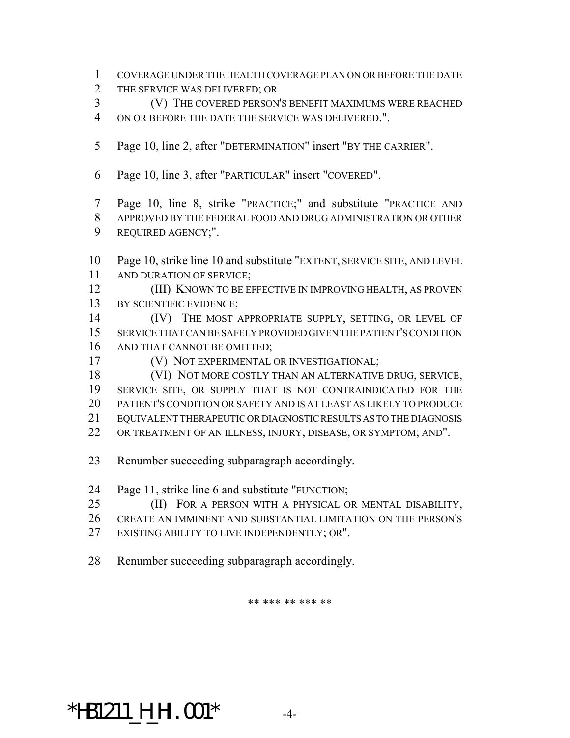COVERAGE UNDER THE HEALTH COVERAGE PLAN ON OR BEFORE THE DATE THE SERVICE WAS DELIVERED; OR

(V) THE COVERED PERSON'S BENEFIT MAXIMUMS WERE REACHED ON OR BEFORE THE DATE THE SERVICE WAS DELIVERED.".

Page 10, line 2, after "DETERMINATION" insert "BY THE CARRIER".

Page 10, line 3, after "PARTICULAR" insert "COVERED".

Page 10, line 8, strike "PRACTICE;" and substitute "PRACTICE AND APPROVED BY THE FEDERAL FOOD AND DRUG ADMINISTRATION OR OTHER REQUIRED AGENCY;".

Page 10, strike line 10 and substitute "EXTENT, SERVICE SITE, AND LEVEL AND DURATION OF SERVICE;

(III) KNOWN TO BE EFFECTIVE IN IMPROVING HEALTH, AS PROVEN BY SCIENTIFIC EVIDENCE;

(IV) THE MOST APPROPRIATE SUPPLY, SETTING, OR LEVEL OF SERVICE THAT CAN BE SAFELY PROVIDED GIVEN THE PATIENT'S CONDITION AND THAT CANNOT BE OMITTED;

(V) NOT EXPERIMENTAL OR INVESTIGATIONAL;

(VI) NOT MORE COSTLY THAN AN ALTERNATIVE DRUG, SERVICE, SERVICE SITE, OR SUPPLY THAT IS NOT CONTRAINDICATED FOR THE PATIENT'S CONDITION OR SAFETY AND IS AT LEAST AS LIKELY TO PRODUCE EQUIVALENT THERAPEUTIC OR DIAGNOSTIC RESULTS AS TO THE DIAGNOSIS OR TREATMENT OF AN ILLNESS, INJURY, DISEASE, OR SYMPTOM; AND".

Renumber succeeding subparagraph accordingly.

Page 11, strike line 6 and substitute "FUNCTION;

(II) FOR A PERSON WITH A PHYSICAL OR MENTAL DISABILITY, CREATE AN IMMINENT AND SUBSTANTIAL LIMITATION ON THE PERSON'S EXISTING ABILITY TO LIVE INDEPENDENTLY; OR".

Renumber succeeding subparagraph accordingly.

** *** ** *** **

*HB1211_H_HI.001*